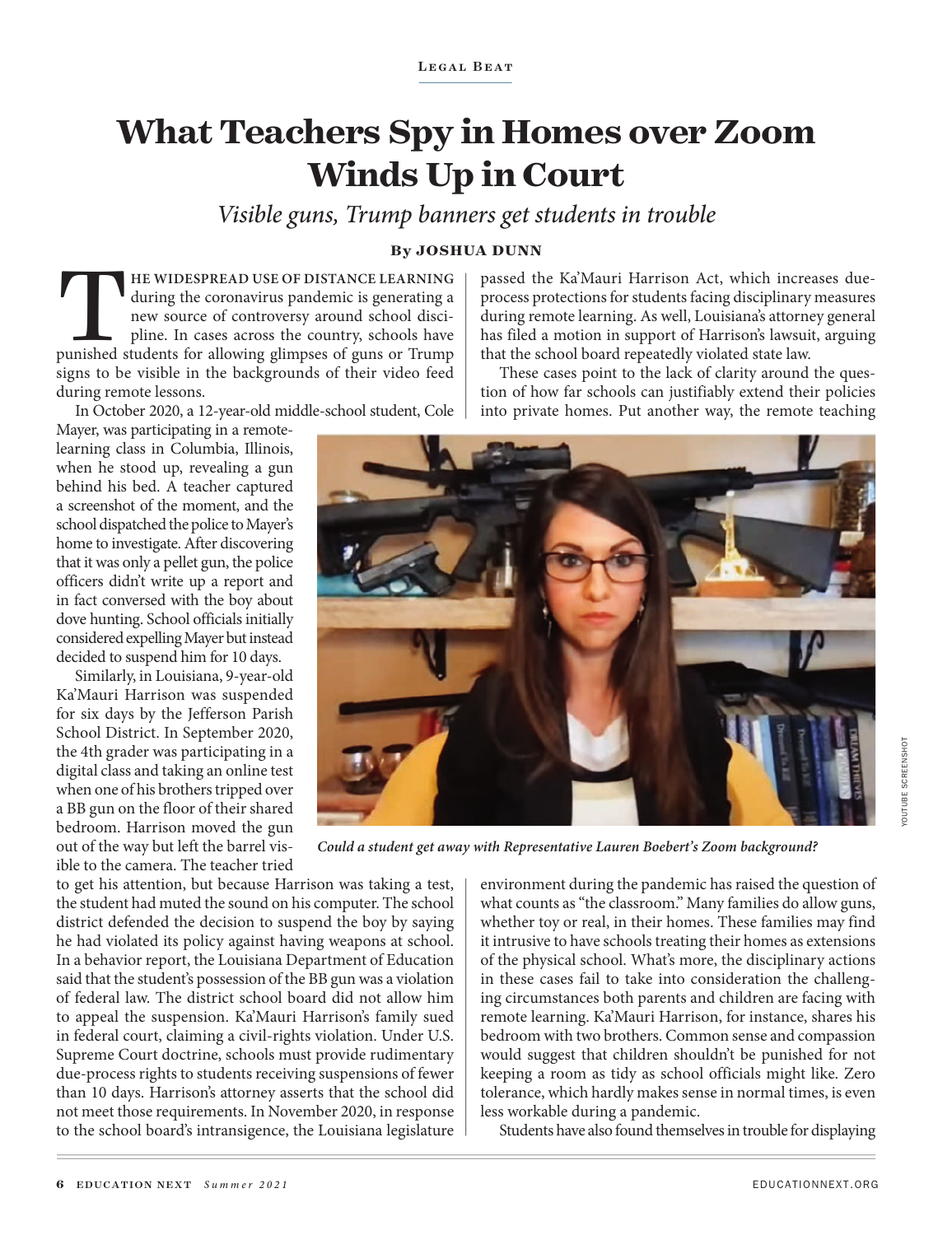LEGAL BEAT

# What Teachers Spy in Homes over Zoom Winds Up in Court

*Visible guns, Trump banners get students in trouble*

**By JOSHUA DUNN**

THE WIDESPREAD USE OF DISTANCE LEARNING during the coronavirus pandemic is generating a new source of controversy around school discipline. In cases across the country, schools have punished students for allowing glimpses of guns or Trump signs to be visible in the backgrounds of their video feed during remote lessons.

In October 2020, a 12-year-old middle-school student, Cole Mayer, was participating in a remote-learning class in Columbia, Illinois, when he stood up, revealing a gun behind his bed. A teacher captured a screenshot of the moment, and the school dispatched the police to Mayer's home to investigate. After discovering that it was only a pellet gun, the police officers didn't write up a report and in fact conversed with the boy about dove hunting. School officials initially considered expelling Mayer but instead decided to suspend him for 10 days.

Similarly, in Louisiana, 9-year-old Ka'Mauri Harrison was suspended for six days by the Jefferson Parish School District. In September 2020, the 4th grader was participating in a digital class and taking an online test when one of his brothers tripped over a BB gun on the floor of their shared bedroom. Harrison moved the gun out of the way but left the barrel visible to the camera. The teacher tried to get his attention, but because Harrison was taking a test, the student had muted the sound on his computer. The school district defended the decision to suspend the boy by saying he had violated its policy against having weapons at school. In a behavior report, the Louisiana Department of Education said that the student's possession of the BB gun was a violation of federal law. The district school board did not allow him to appeal the suspension. Ka'Mauri Harrison's family sued in federal court, claiming a civil-rights violation. Under U.S. Supreme Court doctrine, schools must provide rudimentary due-process rights to students receiving suspensions of fewer than 10 days. Harrison's attorney asserts that the school did not meet those requirements. In November 2020, in response to the school board's intransigence, the Louisiana legislature passed the Ka'Mauri Harrison Act, which increases due-process protections for students facing disciplinary measures during remote learning. As well, Louisiana's attorney general has filed a motion in support of Harrison's lawsuit, arguing that the school board repeatedly violated state law.

These cases point to the lack of clarity around the question of how far schools can justifiably extend their policies into private homes. Put another way, the remote teaching environment during the pandemic has raised the question of what counts as "the classroom." Many families do allow guns, whether toy or real, in their homes. These families may find it intrusive to have schools treating their homes as extensions of the physical school. What's more, the disciplinary actions in these cases fail to take into consideration the challenging circumstances both parents and children are facing with remote learning. Ka'Mauri Harrison, for instance, shares his bedroom with two brothers. Common sense and compassion would suggest that children shouldn't be punished for not keeping a room as tidy as school officials might like. Zero tolerance, which hardly makes sense in normal times, is even less workable during a pandemic.

*Could a student get away with Representative Lauren Boebert's Zoom background?*

YOUTUBE SCREENSHOT

Students have also found themselves in trouble for displaying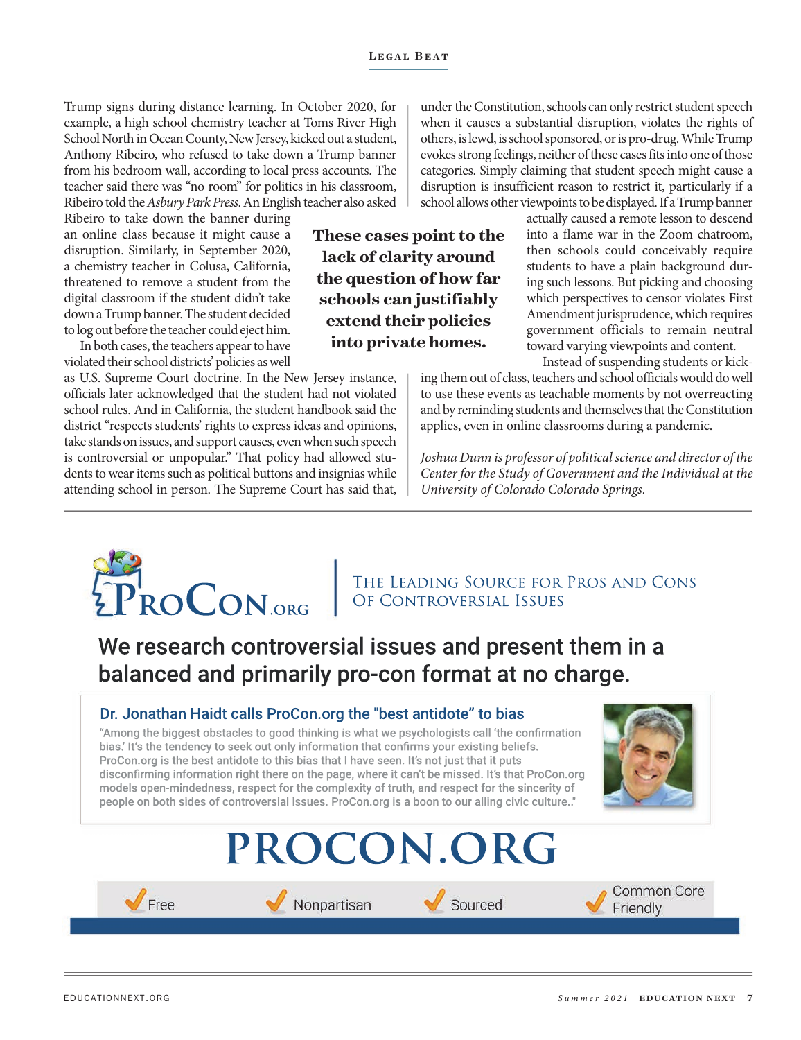Trump signs during distance learning. In October 2020, for example, a high school chemistry teacher at Toms River High School North in Ocean County, New Jersey, kicked out a student, Anthony Ribeiro, who refused to take down a Trump banner from his bedroom wall, according to local press accounts. The teacher said there was "no room" for politics in his classroom, Ribeiro told the *Asbury Park Press*. An English teacher also asked Ribeiro to take down the banner during an online class because it might cause a disruption. Similarly, in September 2020, a chemistry teacher in Colusa, California, threatened to remove a student from the digital classroom if the student didn't take down a Trump banner. The student decided to log out before the teacher could eject him.

**These cases point to the lack of clarity around the question of how far schools can justifiably extend their policies into private homes.**

In both cases, the teachers appear to have violated their school districts' policies as well as U.S. Supreme Court doctrine. In the New Jersey instance, officials later acknowledged that the student had not violated school rules. And in California, the student handbook said the district "respects students' rights to express ideas and opinions, take stands on issues, and support causes, even when such speech is controversial or unpopular." That policy had allowed students to wear items such as political buttons and insignias while attending school in person. The Supreme Court has said that, under the Constitution, schools can only restrict student speech when it causes a substantial disruption, violates the rights of others, is lewd, is school sponsored, or is pro-drug. While Trump evokes strong feelings, neither of these cases fits into one of those categories. Simply claiming that student speech might cause a disruption is insufficient reason to restrict it, particularly if a school allows other viewpoints to be displayed. If a Trump banner actually caused a remote lesson to descend into a flame war in the Zoom chatroom, then schools could conceivably require students to have a plain background during such lessons. But picking and choosing which perspectives to censor violates First Amendment jurisprudence, which requires government officials to remain neutral toward varying viewpoints and content.

Instead of suspending students or kicking them out of class, teachers and school officials would do well to use these events as teachable moments by not overreacting and by reminding students and themselves that the Constitution applies, even in online classrooms during a pandemic.

*Joshua Dunn is professor of political science and director of the Center for the Study of Government and the Individual at the University of Colorado Colorado Springs.*

---

PROCON.ORG | THE LEADING SOURCE FOR PROS AND CONS OF CONTROVERSIAL ISSUES

**We research controversial issues and present them in a balanced and primarily pro-con format at no charge.**

**Dr. Jonathan Haidt calls ProCon.org the "best antidote" to bias**

"Among the biggest obstacles to good thinking is what we psychologists call 'the confirmation bias.' It's the tendency to seek out only information that confirms your existing beliefs. ProCon.org is the best antidote to this bias that I have seen. It's not just that it puts disconfirming information right there on the page, where it can't be missed. It's that ProCon.org models open-mindedness, respect for the complexity of truth, and respect for the sincerity of people on both sides of controversial issues. ProCon.org is a boon to our ailing civic culture.."

**PROCON.ORG**

Free | Nonpartisan | Sourced | Common Core Friendly